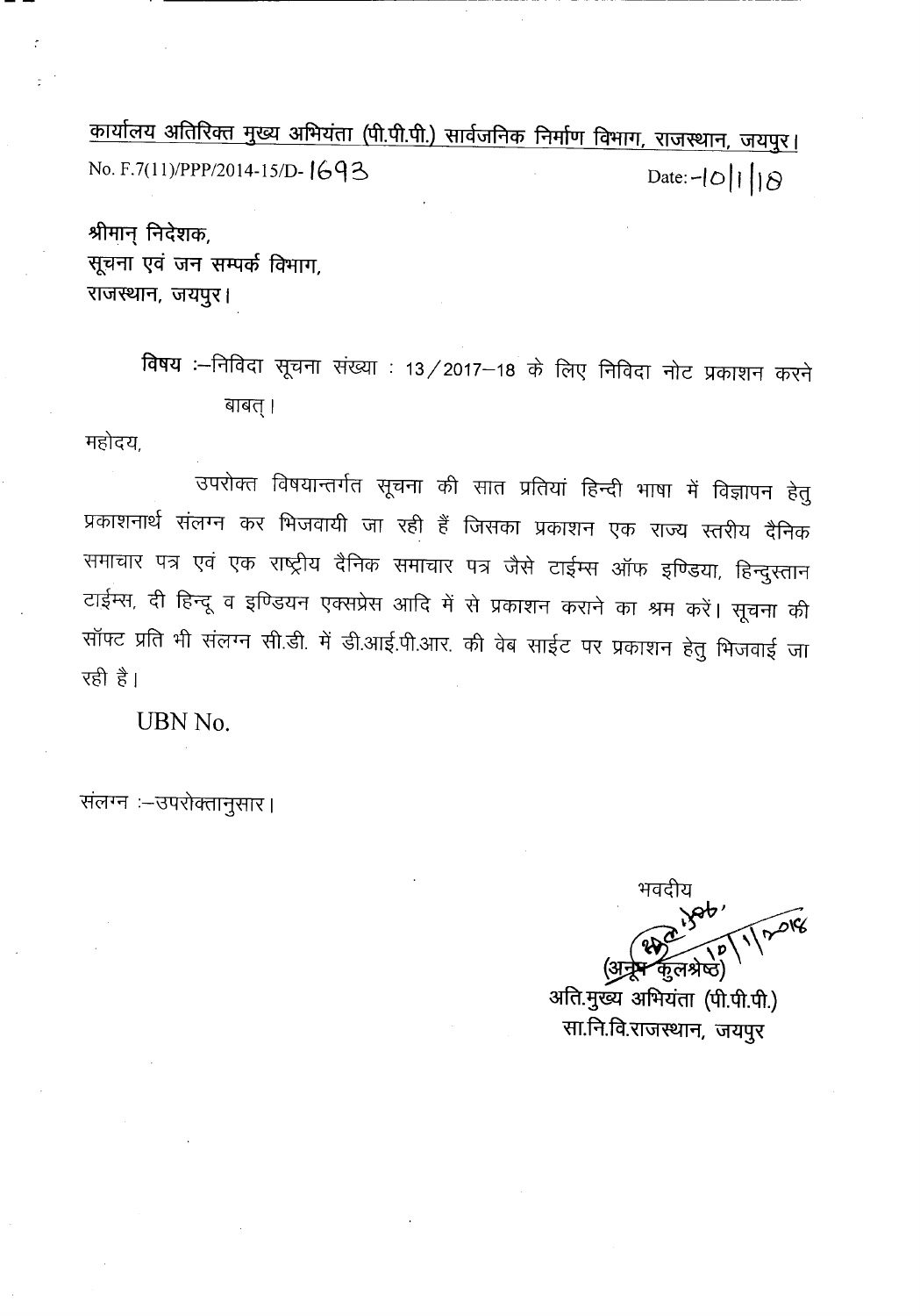<u>कार्यालय अतिरिक्त मुख्य अभियंता (पी.पी.पी.) सार्वजनिक निर्माण विभाग, राजस्थान, जयपुर।</u>

No. F.7(11)/PPP/2014-15/D- 1693 Date:-10|1|18

श्रीमान् निदेशक,
सूचना एवं जन सम्पर्क विभाग,
राजस्थान, जयपुर।

**विषय** :–निविदा सूचना संख्या : 13/2017–18 के लिए निविदा नोट प्रकाशन करने बाबत्।

महोदय,

उपरोक्त विषयान्तर्गत सूचना की सात प्रतियां हिन्दी भाषा में विज्ञापन हेतु प्रकाशनार्थ संलग्न कर भिजवायी जा रही हैं जिसका प्रकाशन एक राज्य स्तरीय दैनिक समाचार पत्र एवं एक राष्ट्रीय दैनिक समाचार पत्र जैसे टाईम्स ऑफ इण्डिया, हिन्दुस्तान टाईम्स, दी हिन्दू व इण्डियन एक्सप्रेस आदि में से प्रकाशन कराने का श्रम करें। सूचना की सॉफ्ट प्रति भी संलग्न सी.डी. में डी.आई.पी.आर. की वेब साईट पर प्रकाशन हेतु भिजवाई जा रही है।

UBN No.

संलग्न :–उपरोक्तानुसार।

भवदीय

10/1/2018

(अनूप कुलश्रेष्ठ)
अति.मुख्य अभियंता (पी.पी.पी.)
सा.नि.वि.राजस्थान, जयपुर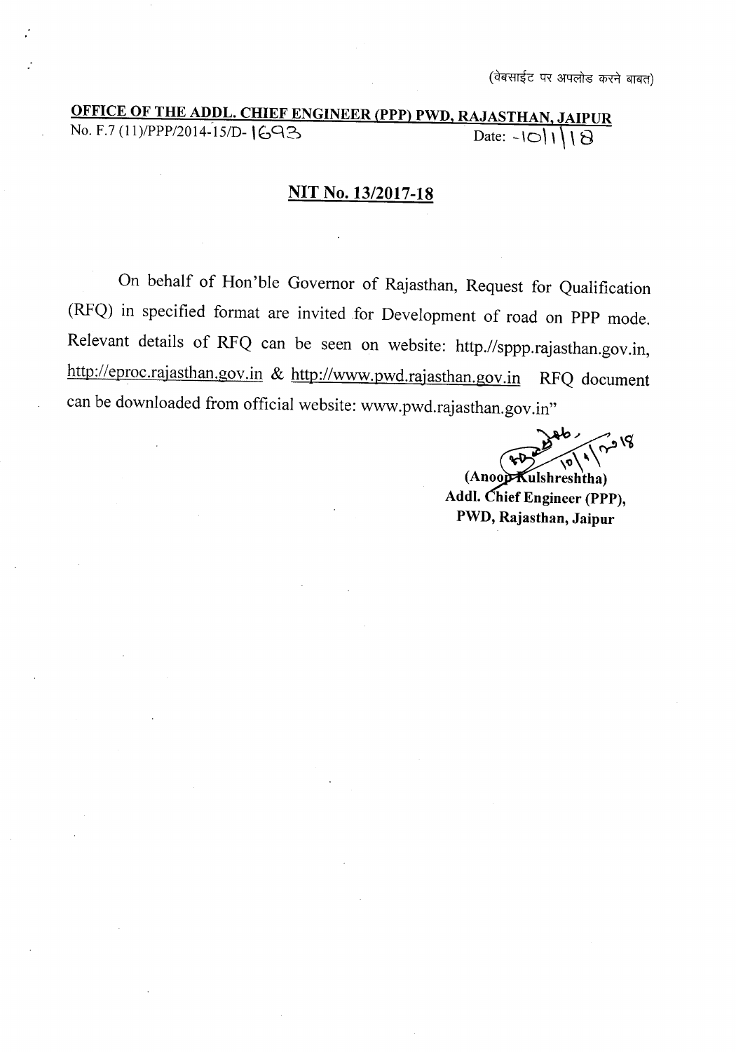(वेबसाईट पर अपलोड करने बाबत)

**OFFICE OF THE ADDL. CHIEF ENGINEER (PPP) PWD, RAJASTHAN, JAIPUR**

No. F.7 (11)/PPP/2014-15/D- 1693 Date: -10|1|18

## NIT No. 13/2017-18

On behalf of Hon'ble Governor of Rajasthan, Request for Qualification (RFQ) in specified format are invited for Development of road on PPP mode. Relevant details of RFQ can be seen on website: http.//sppp.rajasthan.gov.in, http://eproc.rajasthan.gov.in & http://www.pwd.rajasthan.gov.in RFQ document can be downloaded from official website: www.pwd.rajasthan.gov.in"

10/1/2018

**(Anoop Kulshreshtha)**
**Addl. Chief Engineer (PPP),**
**PWD, Rajasthan, Jaipur**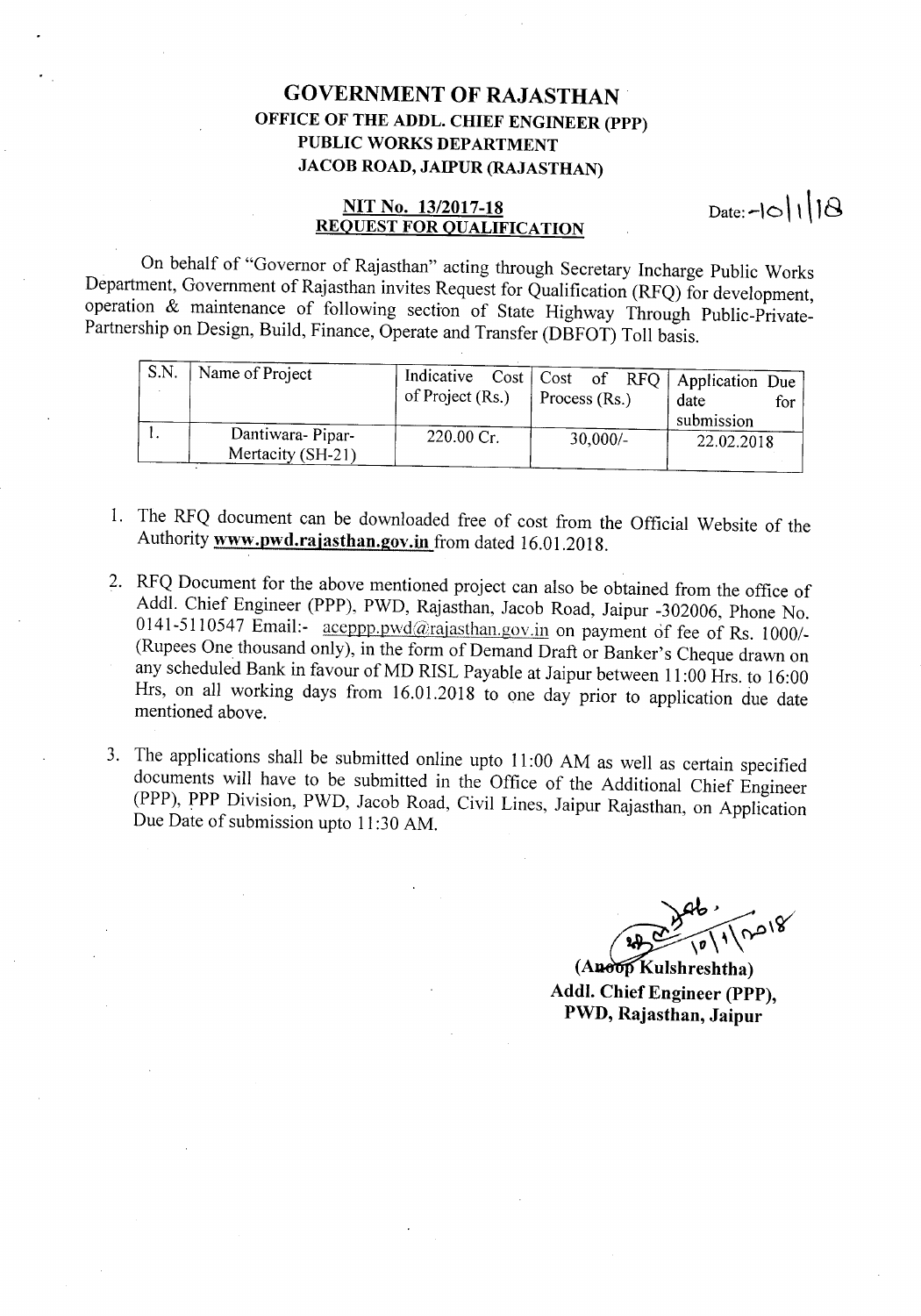# GOVERNMENT OF RAJASTHAN

## OFFICE OF THE ADDL. CHIEF ENGINEER (PPP)

## PUBLIC WORKS DEPARTMENT

## JACOB ROAD, JAIPUR (RAJASTHAN)

**NIT No. 13/2017-18**

**REQUEST FOR QUALIFICATION**

Date:-10|1|18

On behalf of "Governor of Rajasthan" acting through Secretary Incharge Public Works Department, Government of Rajasthan invites Request for Qualification (RFQ) for development, operation & maintenance of following section of State Highway Through Public-Private-Partnership on Design, Build, Finance, Operate and Transfer (DBFOT) Toll basis.

| S.N. | Name of Project | Indicative Cost of Project (Rs.) | Cost of RFQ Process (Rs.) | Application Due date for submission |
|---|---|---|---|---|
| 1. | Dantiwara- Pipar-Mertacity (SH-21) | 220.00 Cr. | 30,000/- | 22.02.2018 |

1. The RFQ document can be downloaded free of cost from the Official Website of the Authority **www.pwd.rajasthan.gov.in** from dated 16.01.2018.
2. RFQ Document for the above mentioned project can also be obtained from the office of Addl. Chief Engineer (PPP), PWD, Rajasthan, Jacob Road, Jaipur -302006, Phone No. 0141-5110547 Email:- aceppp.pwd@rajasthan.gov.in on payment of fee of Rs. 1000/- (Rupees One thousand only), in the form of Demand Draft or Banker's Cheque drawn on any scheduled Bank in favour of MD RISL Payable at Jaipur between 11:00 Hrs. to 16:00 Hrs, on all working days from 16.01.2018 to one day prior to application due date mentioned above.
3. The applications shall be submitted online upto 11:00 AM as well as certain specified documents will have to be submitted in the Office of the Additional Chief Engineer (PPP), PPP Division, PWD, Jacob Road, Civil Lines, Jaipur Rajasthan, on Application Due Date of submission upto 11:30 AM.

10|1|2018

**(Anoop Kulshreshtha)**

**Addl. Chief Engineer (PPP),**

**PWD, Rajasthan, Jaipur**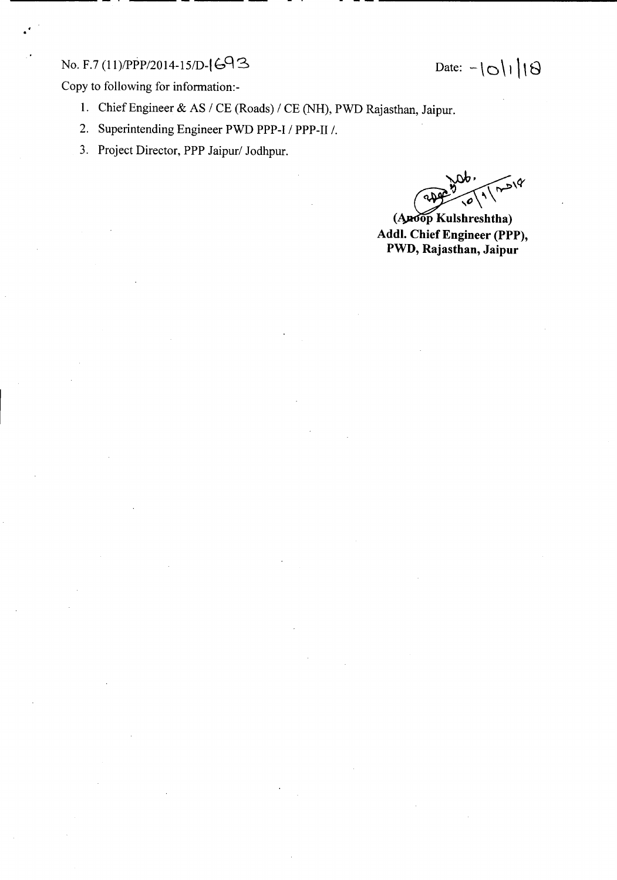No. F.7 (11)/PPP/2014-15/D-1693

Date: -10|1|18

Copy to following for information:-

1. Chief Engineer & AS / CE (Roads) / CE (NH), PWD Rajasthan, Jaipur.
2. Superintending Engineer PWD PPP-I / PPP-II /.
3. Project Director, PPP Jaipur/ Jodhpur.

10/1/2018

**(Anoop Kulshreshtha)**
**Addl. Chief Engineer (PPP),**
**PWD, Rajasthan, Jaipur**